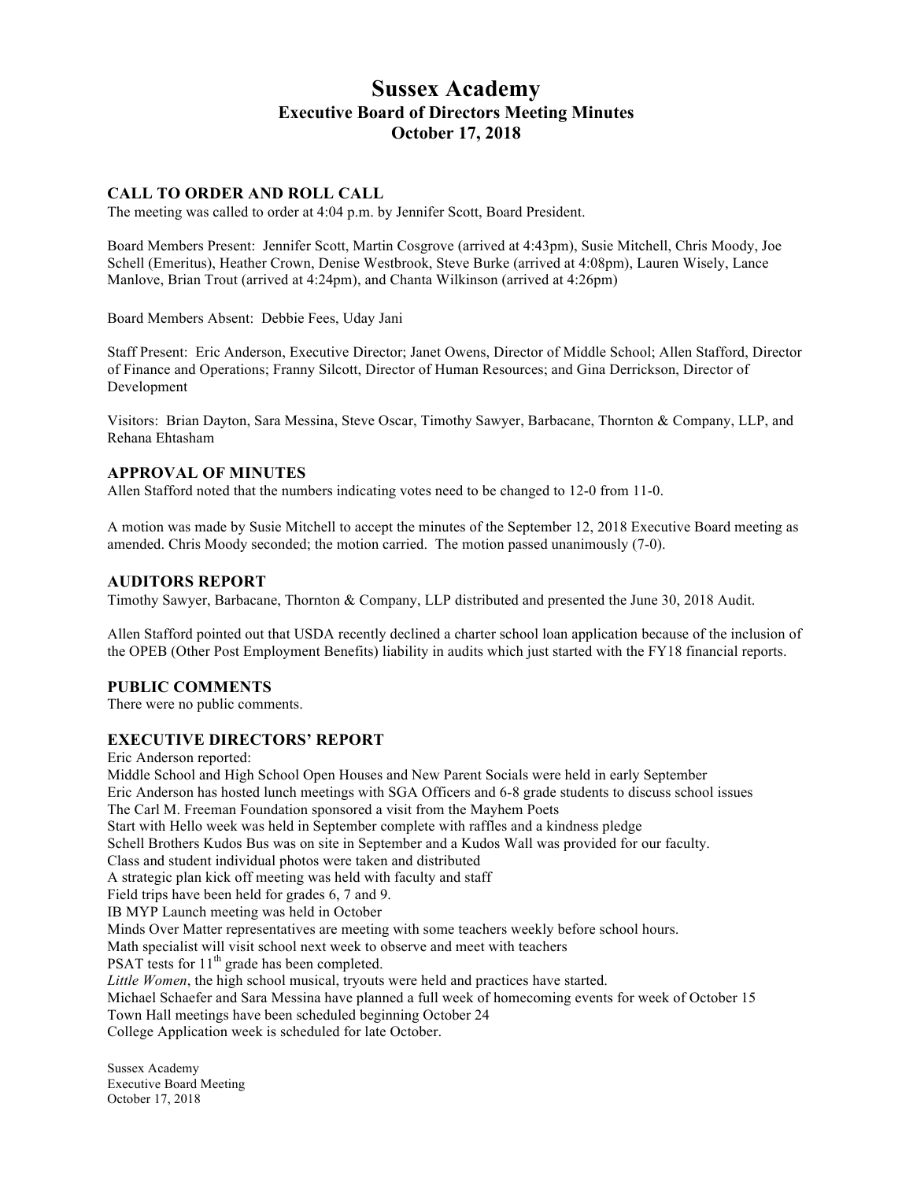# Sussex Academy
## Executive Board of Directors Meeting Minutes
## October 17, 2018

### CALL TO ORDER AND ROLL CALL

The meeting was called to order at 4:04 p.m. by Jennifer Scott, Board President.

Board Members Present: Jennifer Scott, Martin Cosgrove (arrived at 4:43pm), Susie Mitchell, Chris Moody, Joe Schell (Emeritus), Heather Crown, Denise Westbrook, Steve Burke (arrived at 4:08pm), Lauren Wisely, Lance Manlove, Brian Trout (arrived at 4:24pm), and Chanta Wilkinson (arrived at 4:26pm)

Board Members Absent: Debbie Fees, Uday Jani

Staff Present: Eric Anderson, Executive Director; Janet Owens, Director of Middle School; Allen Stafford, Director of Finance and Operations; Franny Silcott, Director of Human Resources; and Gina Derrickson, Director of Development

Visitors: Brian Dayton, Sara Messina, Steve Oscar, Timothy Sawyer, Barbacane, Thornton & Company, LLP, and Rehana Ehtasham

### APPROVAL OF MINUTES

Allen Stafford noted that the numbers indicating votes need to be changed to 12-0 from 11-0.

A motion was made by Susie Mitchell to accept the minutes of the September 12, 2018 Executive Board meeting as amended. Chris Moody seconded; the motion carried. The motion passed unanimously (7-0).

### AUDITORS REPORT

Timothy Sawyer, Barbacane, Thornton & Company, LLP distributed and presented the June 30, 2018 Audit.

Allen Stafford pointed out that USDA recently declined a charter school loan application because of the inclusion of the OPEB (Other Post Employment Benefits) liability in audits which just started with the FY18 financial reports.

### PUBLIC COMMENTS

There were no public comments.

### EXECUTIVE DIRECTORS' REPORT

Eric Anderson reported:
Middle School and High School Open Houses and New Parent Socials were held in early September
Eric Anderson has hosted lunch meetings with SGA Officers and 6-8 grade students to discuss school issues
The Carl M. Freeman Foundation sponsored a visit from the Mayhem Poets
Start with Hello week was held in September complete with raffles and a kindness pledge
Schell Brothers Kudos Bus was on site in September and a Kudos Wall was provided for our faculty.
Class and student individual photos were taken and distributed
A strategic plan kick off meeting was held with faculty and staff
Field trips have been held for grades 6, 7 and 9.
IB MYP Launch meeting was held in October
Minds Over Matter representatives are meeting with some teachers weekly before school hours.
Math specialist will visit school next week to observe and meet with teachers
PSAT tests for 11th grade has been completed.
*Little Women*, the high school musical, tryouts were held and practices have started.
Michael Schaefer and Sara Messina have planned a full week of homecoming events for week of October 15
Town Hall meetings have been scheduled beginning October 24
College Application week is scheduled for late October.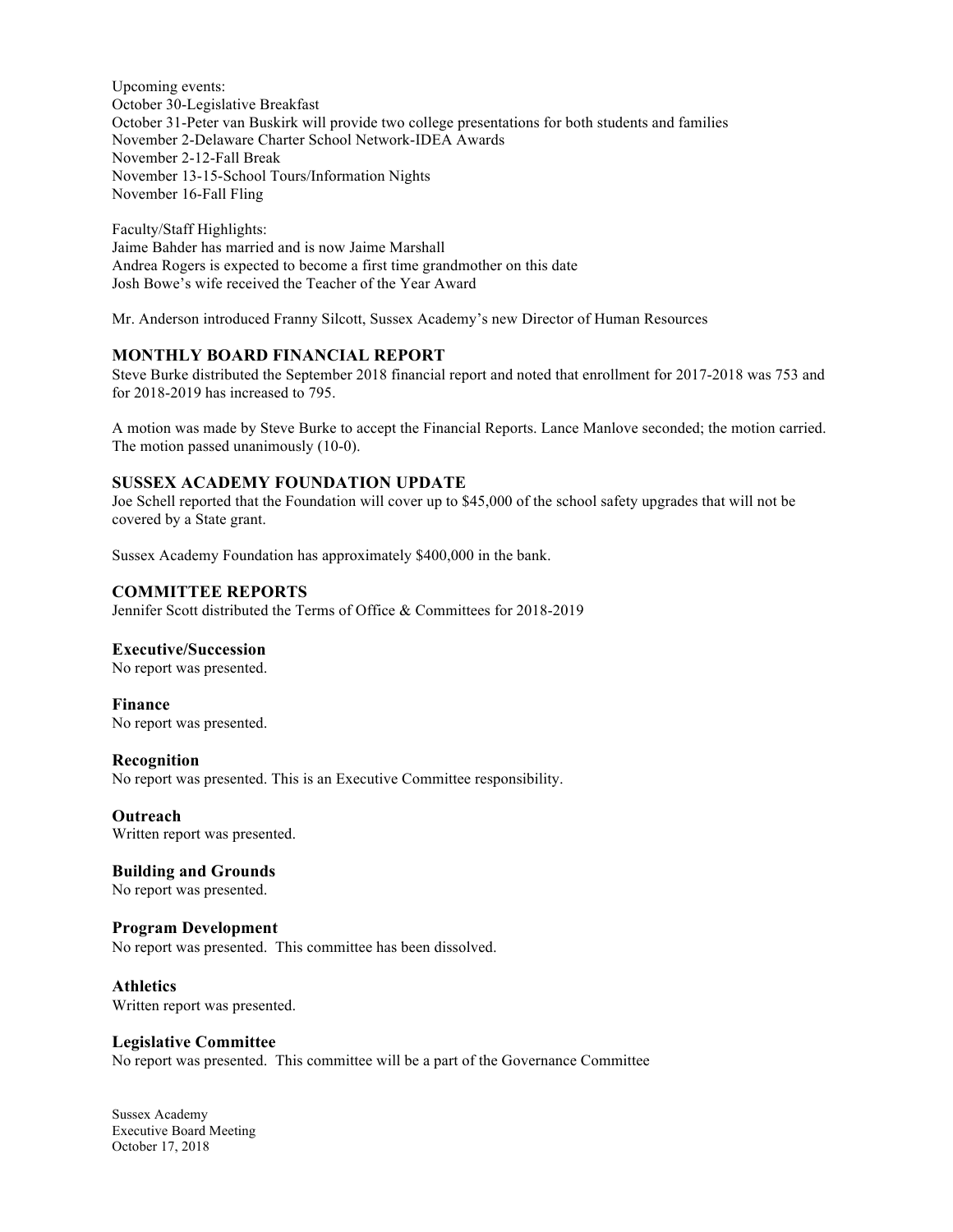Upcoming events:
October 30-Legislative Breakfast
October 31-Peter van Buskirk will provide two college presentations for both students and families
November 2-Delaware Charter School Network-IDEA Awards
November 2-12-Fall Break
November 13-15-School Tours/Information Nights
November 16-Fall Fling

Faculty/Staff Highlights:
Jaime Bahder has married and is now Jaime Marshall
Andrea Rogers is expected to become a first time grandmother on this date
Josh Bowe's wife received the Teacher of the Year Award

Mr. Anderson introduced Franny Silcott, Sussex Academy's new Director of Human Resources

## MONTHLY BOARD FINANCIAL REPORT

Steve Burke distributed the September 2018 financial report and noted that enrollment for 2017-2018 was 753 and for 2018-2019 has increased to 795.

A motion was made by Steve Burke to accept the Financial Reports. Lance Manlove seconded; the motion carried. The motion passed unanimously (10-0).

## SUSSEX ACADEMY FOUNDATION UPDATE

Joe Schell reported that the Foundation will cover up to $45,000 of the school safety upgrades that will not be covered by a State grant.

Sussex Academy Foundation has approximately $400,000 in the bank.

## COMMITTEE REPORTS

Jennifer Scott distributed the Terms of Office & Committees for 2018-2019

### Executive/Succession

No report was presented.

### Finance

No report was presented.

### Recognition

No report was presented. This is an Executive Committee responsibility.

### Outreach

Written report was presented.

### Building and Grounds

No report was presented.

### Program Development

No report was presented. This committee has been dissolved.

### Athletics

Written report was presented.

### Legislative Committee

No report was presented. This committee will be a part of the Governance Committee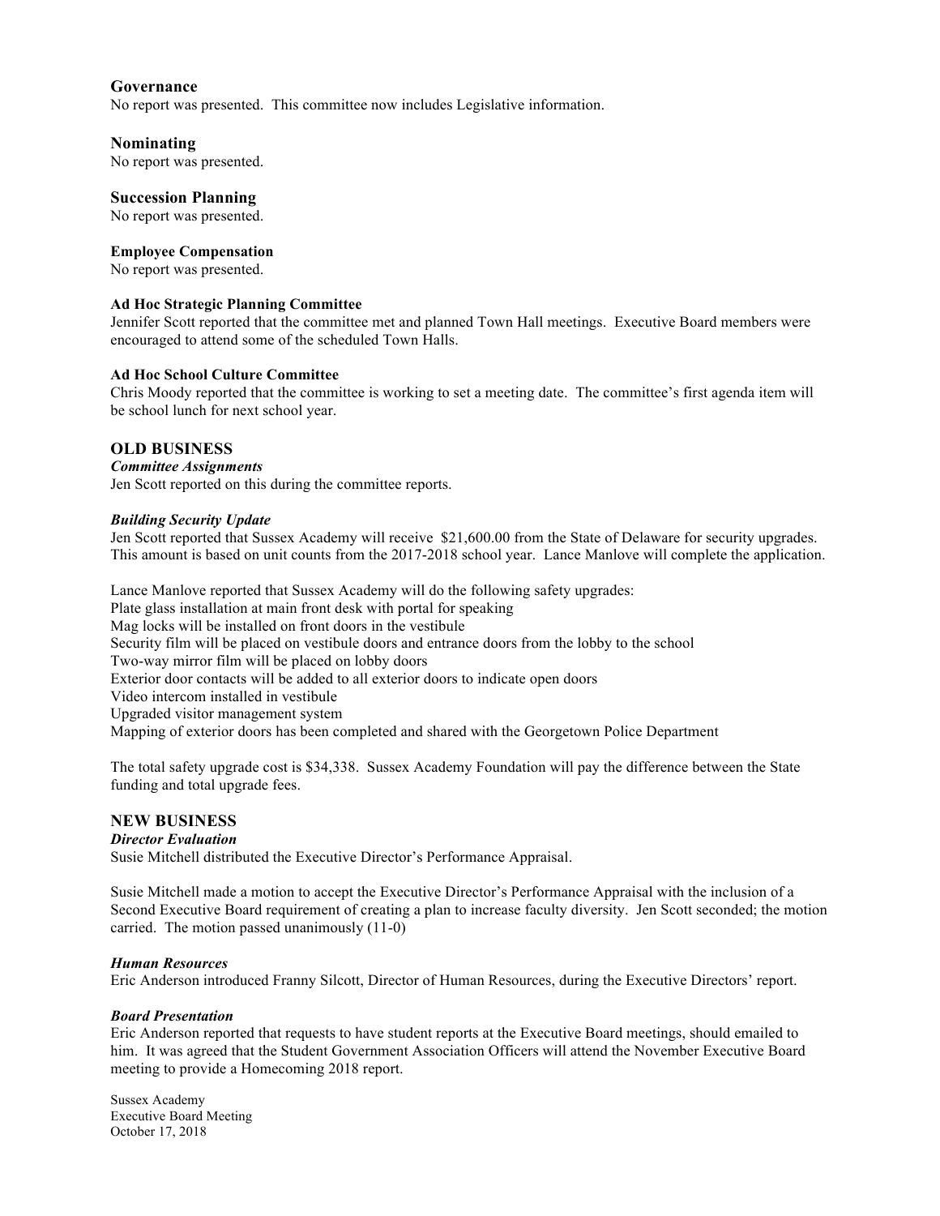### Governance

No report was presented. This committee now includes Legislative information.

### Nominating

No report was presented.

### Succession Planning

No report was presented.

#### Employee Compensation

No report was presented.

#### Ad Hoc Strategic Planning Committee

Jennifer Scott reported that the committee met and planned Town Hall meetings. Executive Board members were encouraged to attend some of the scheduled Town Halls.

#### Ad Hoc School Culture Committee

Chris Moody reported that the committee is working to set a meeting date. The committee's first agenda item will be school lunch for next school year.

## OLD BUSINESS

***Committee Assignments***

Jen Scott reported on this during the committee reports.

***Building Security Update***

Jen Scott reported that Sussex Academy will receive $21,600.00 from the State of Delaware for security upgrades. This amount is based on unit counts from the 2017-2018 school year. Lance Manlove will complete the application.

Lance Manlove reported that Sussex Academy will do the following safety upgrades:
Plate glass installation at main front desk with portal for speaking
Mag locks will be installed on front doors in the vestibule
Security film will be placed on vestibule doors and entrance doors from the lobby to the school
Two-way mirror film will be placed on lobby doors
Exterior door contacts will be added to all exterior doors to indicate open doors
Video intercom installed in vestibule
Upgraded visitor management system
Mapping of exterior doors has been completed and shared with the Georgetown Police Department

The total safety upgrade cost is $34,338. Sussex Academy Foundation will pay the difference between the State funding and total upgrade fees.

## NEW BUSINESS

***Director Evaluation***

Susie Mitchell distributed the Executive Director's Performance Appraisal.

Susie Mitchell made a motion to accept the Executive Director's Performance Appraisal with the inclusion of a Second Executive Board requirement of creating a plan to increase faculty diversity. Jen Scott seconded; the motion carried. The motion passed unanimously (11-0)

***Human Resources***

Eric Anderson introduced Franny Silcott, Director of Human Resources, during the Executive Directors' report.

***Board Presentation***

Eric Anderson reported that requests to have student reports at the Executive Board meetings, should emailed to him. It was agreed that the Student Government Association Officers will attend the November Executive Board meeting to provide a Homecoming 2018 report.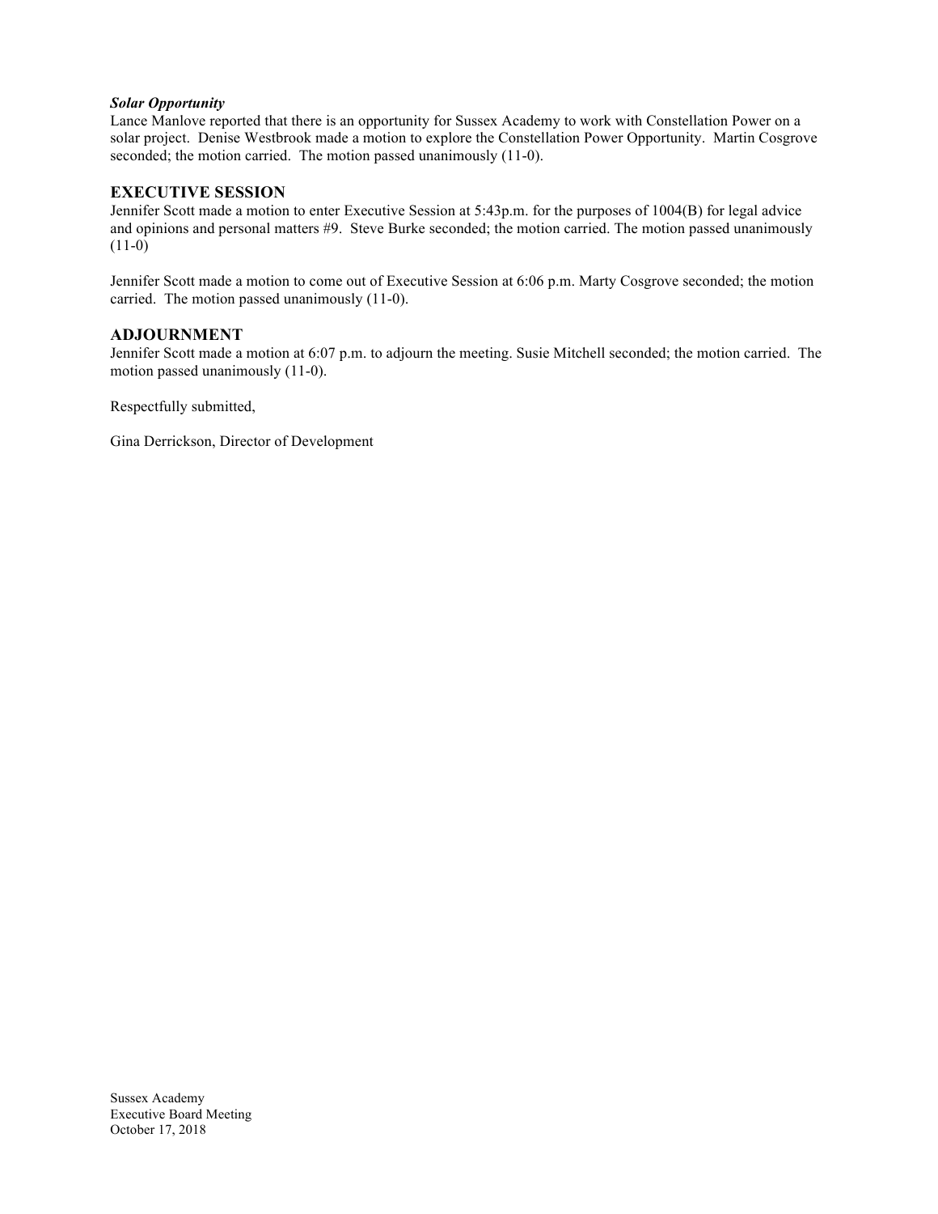***Solar Opportunity***
Lance Manlove reported that there is an opportunity for Sussex Academy to work with Constellation Power on a solar project. Denise Westbrook made a motion to explore the Constellation Power Opportunity. Martin Cosgrove seconded; the motion carried. The motion passed unanimously (11-0).

## EXECUTIVE SESSION

Jennifer Scott made a motion to enter Executive Session at 5:43p.m. for the purposes of 1004(B) for legal advice and opinions and personal matters #9. Steve Burke seconded; the motion carried. The motion passed unanimously (11-0)

Jennifer Scott made a motion to come out of Executive Session at 6:06 p.m. Marty Cosgrove seconded; the motion carried. The motion passed unanimously (11-0).

## ADJOURNMENT

Jennifer Scott made a motion at 6:07 p.m. to adjourn the meeting. Susie Mitchell seconded; the motion carried. The motion passed unanimously (11-0).

Respectfully submitted,

Gina Derrickson, Director of Development